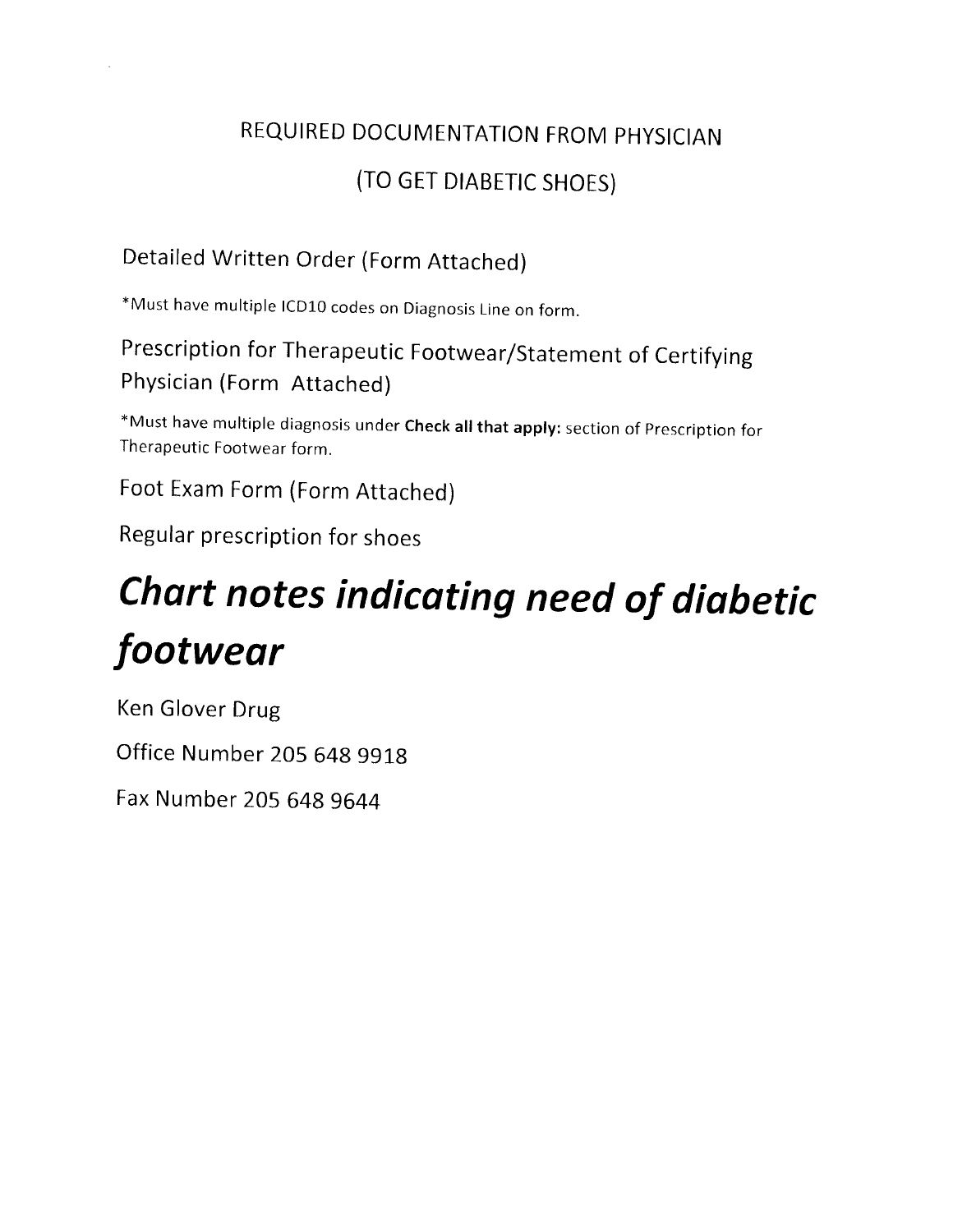# REQUIRED DOCUMENTATION FROM PHYSICIAN

## (TO GET DIABETIC SHOES)

Detailed Written Order (Form Attached)

*Must have multiple ICD10 codes on Diagnosis Line on form.

Prescription for Therapeutic Footwear/Statement of Certifying Physician (Form Attached)

*Must have multiple diagnosis under **Check all that apply:** section of Prescription for Therapeutic Footwear form.

Foot Exam Form (Form Attached)

Regular prescription for shoes

# ***Chart notes indicating need of diabetic footwear***

Ken Glover Drug

Office Number 205 648 9918

Fax Number 205 648 9644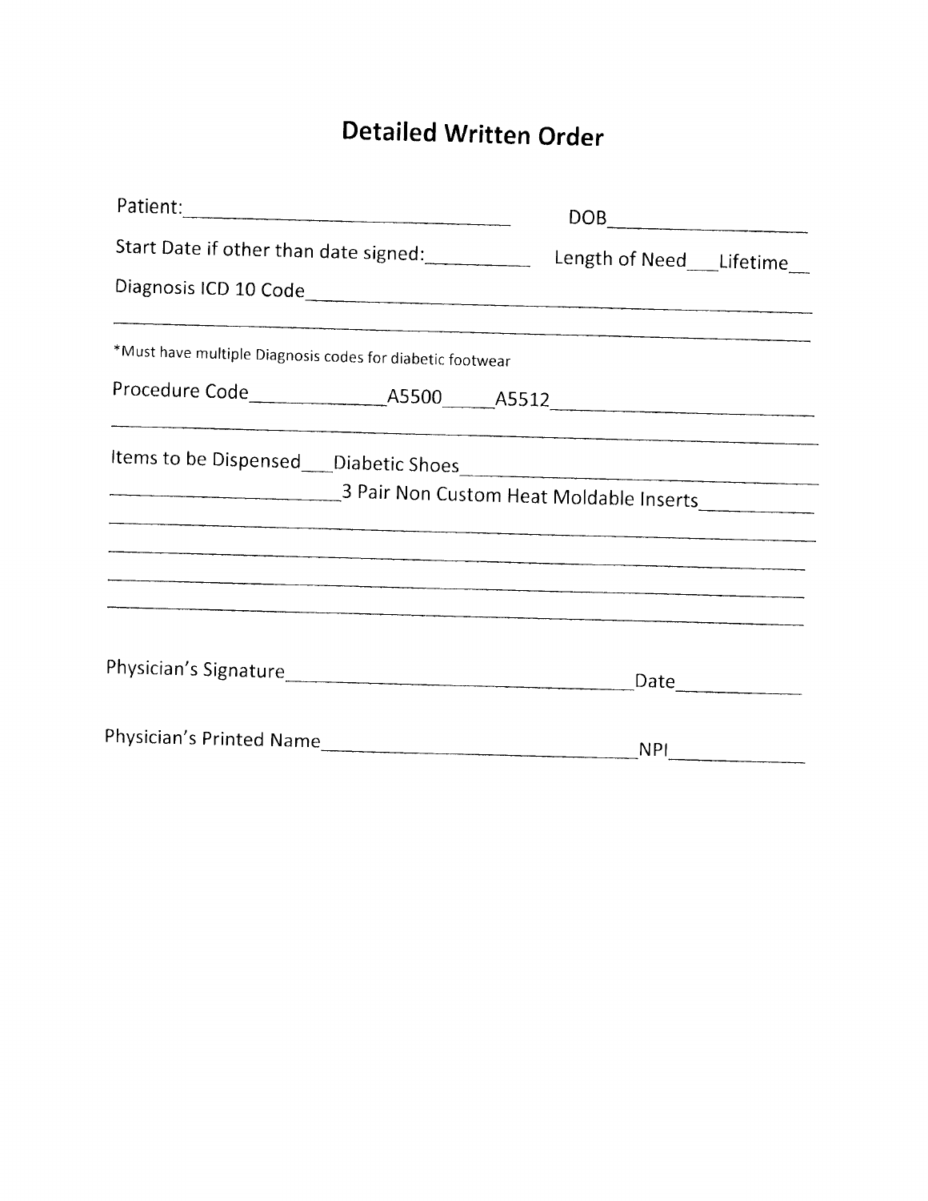# Detailed Written Order

Patient:________________________________ DOB__________________

Start Date if other than date signed:__________ Length of Need___Lifetime__

Diagnosis ICD 10 Code_______________________________________________

_____________________________________________________________________

*Must have multiple Diagnosis codes for diabetic footwear

Procedure Code_____________A5500_____A5512___________________________

_____________________________________________________________________

Items to be Dispensed___Diabetic Shoes____________________________________

____________________3 Pair Non Custom Heat Moldable Inserts__________

_____________________________________________________________________

_____________________________________________________________________

_____________________________________________________________________

_____________________________________________________________________

Physician's Signature_________________________________Date____________

Physician's Printed Name______________________________NPI____________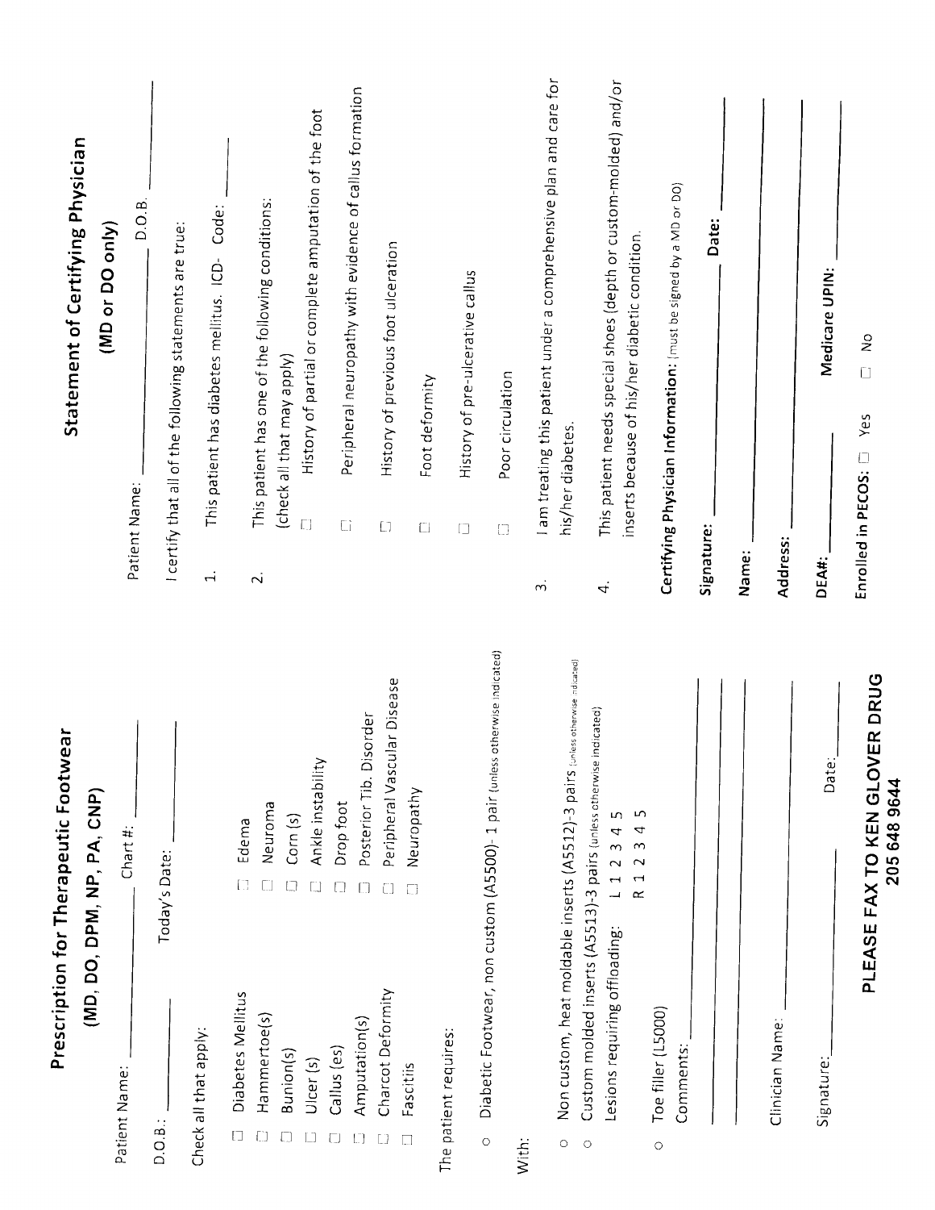# Prescription for Therapeutic Footwear

## (MD, DO, DPM, NP, PA, CNP)

Patient Name: ____________ Chart #: ____________

D.O.B.: ____________ Today's Date: ____________

Check all that apply:

- ☐ Diabetes Mellitus
- ☐ Hammertoe(s)
- ☐ Bunion(s)
- ☐ Ulcer (s)
- ☐ Callus (es)
- ☐ Amputation(s)
- ☐ Charcot Deformity
- ☐ Fascitis
- ☐ Edema
- ☐ Neuroma
- ☐ Corn (s)
- ☐ Ankle instability
- ☐ Drop foot
- ☐ Posterior Tib. Disorder
- ☐ Peripheral Vascular Disease
- ☐ Neuropathy

The patient requires:

- ○ Diabetic Footwear, non custom (A5500)- 1 pair (unless otherwise indicated)

With:

- ○ Non custom, heat moldable inserts (A5512)-3 pairs (unless otherwise indicated)
- ○ Custom molded inserts (A5513)-3 pairs (unless otherwise indicated)

  Lesions requiring offloading: L 1 2 3 4 5

  R 1 2 3 4 5

- ○ Toe filler (L5000)

Comments: ____________

Clinician Name: ____________

Signature: ____________ Date: ____________

**PLEASE FAX TO KEN GLOVER DRUG**
**205 648 9644**

# Statement of Certifying Physician

## (MD or DO only)

Patient Name: ____________ D.O.B. ____________

I certify that all of the following statements are true:

1. This patient has diabetes mellitus. ICD- Code: ____________
2. This patient has one of the following conditions: (check all that may apply)
   - ☐ History of partial or complete amputation of the foot
   - ☐ Peripheral neuropathy with evidence of callus formation
   - ☐ History of previous foot ulceration
   - ☐ Foot deformity
   - ☐ History of pre-ulcerative callus
   - ☐ Poor circulation
3. I am treating this patient under a comprehensive plan and care for his/her diabetes.
4. This patient needs special shoes (depth or custom-molded) and/or inserts because of his/her diabetic condition.

**Certifying Physician Information:** (must be signed by a MD or DO)

**Signature:** ____________ **Date:** ____________

**Name:** ____________

**Address:** ____________

**DEA#:** ____________ **Medicare UPIN:** ____________

Enrolled in **PECOS:** ☐ Yes ☐ No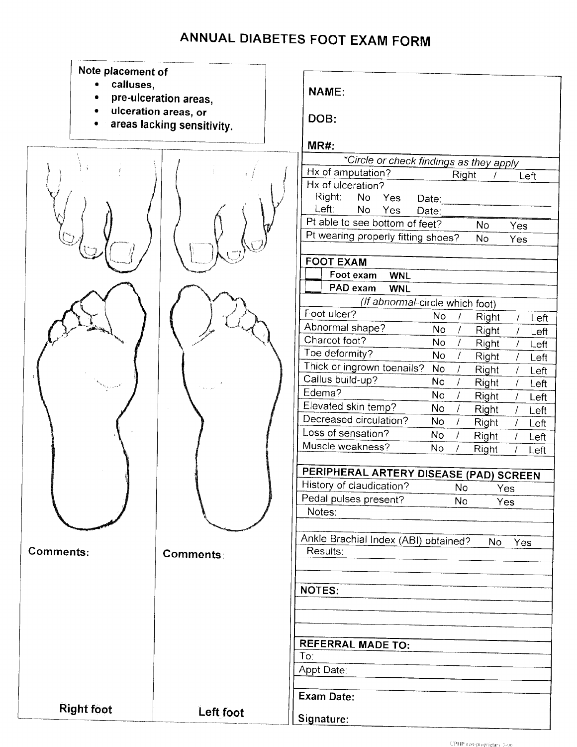# ANNUAL DIABETES FOOT EXAM FORM

**Note placement of**

- **calluses,**
- **pre-ulceration areas,**
- **ulceration areas, or**
- **areas lacking sensitivity.**

**Comments:** (Right foot)

**Comments:** (Left foot)

**Right foot** | **Left foot**

**NAME:**

**DOB:**

**MR#:**

*\*Circle or check findings as they apply*

| | | |
|---|---|---|
| Hx of amputation? | Right / Left | |
| Hx of ulceration? | | |
| Right: | No Yes | Date: ____________ |
| Left: | No Yes | Date: ____________ |
| Pt able to see bottom of feet? | No Yes | |
| Pt wearing properly fitting shoes? | No Yes | |

**FOOT EXAM**

☐ **Foot exam WNL**

☐ **PAD exam WNL**

*(If abnormal-circle which foot)*

| | | | |
|---|---|---|---|
| Foot ulcer? | No / | Right / | Left |
| Abnormal shape? | No / | Right / | Left |
| Charcot foot? | No / | Right / | Left |
| Toe deformity? | No / | Right / | Left |
| Thick or ingrown toenails? | No / | Right / | Left |
| Callus build-up? | No / | Right / | Left |
| Edema? | No / | Right / | Left |
| Elevated skin temp? | No / | Right / | Left |
| Decreased circulation? | No / | Right / | Left |
| Loss of sensation? | No / | Right / | Left |
| Muscle weakness? | No / | Right / | Left |

**PERIPHERAL ARTERY DISEASE (PAD) SCREEN**

| | | |
|---|---|---|
| History of claudication? | No | Yes |
| Pedal pulses present? | No | Yes |

Notes:

Ankle Brachial Index (ABI) obtained? No Yes

Results:

**NOTES:**

**REFERRAL MADE TO:**

To:

Appt Date:

**Exam Date:**

**Signature:**

UPHP non-proprietary 3-06